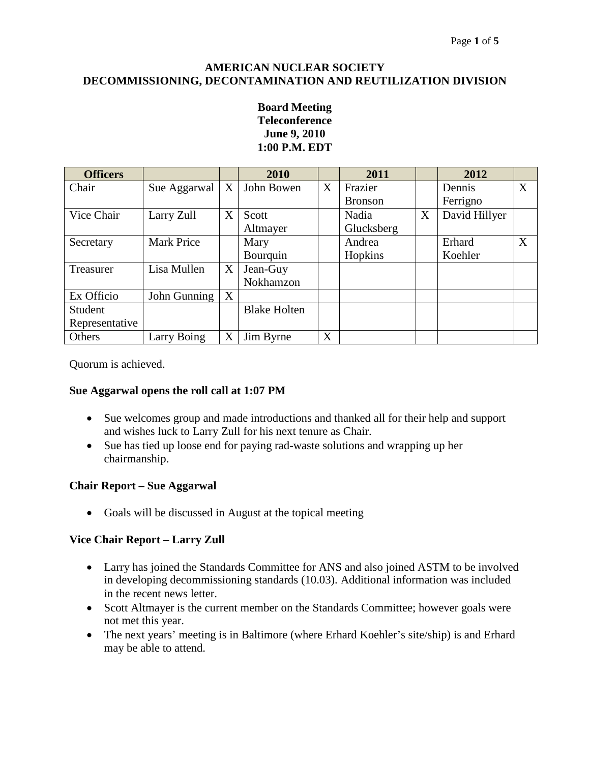**AMERICAN NUCLEAR SOCIETY**
**DECOMMISSIONING, DECONTAMINATION AND REUTILIZATION DIVISION**

**Board Meeting**
**Teleconference**
**June 9, 2010**
**1:00 P.M. EDT**

| Officers | | | 2010 | | 2011 | | 2012 | |
|---|---|---|---|---|---|---|---|---|
| Chair | Sue Aggarwal | X | John Bowen | X | Frazier Bronson | | Dennis Ferrigno | X |
| Vice Chair | Larry Zull | X | Scott Altmayer | | Nadia Glucksberg | X | David Hillyer | |
| Secretary | Mark Price | | Mary Bourquin | | Andrea Hopkins | | Erhard Koehler | X |
| Treasurer | Lisa Mullen | X | Jean-Guy Nokhamzon | | | | | |
| Ex Officio | John Gunning | X | | | | | | |
| Student Representative | | | Blake Holten | | | | | |
| Others | Larry Boing | X | Jim Byrne | X | | | | |

Quorum is achieved.

**Sue Aggarwal opens the roll call at 1:07 PM**

- Sue welcomes group and made introductions and thanked all for their help and support and wishes luck to Larry Zull for his next tenure as Chair.
- Sue has tied up loose end for paying rad-waste solutions and wrapping up her chairmanship.

**Chair Report – Sue Aggarwal**

- Goals will be discussed in August at the topical meeting

**Vice Chair Report – Larry Zull**

- Larry has joined the Standards Committee for ANS and also joined ASTM to be involved in developing decommissioning standards (10.03). Additional information was included in the recent news letter.
- Scott Altmayer is the current member on the Standards Committee; however goals were not met this year.
- The next years' meeting is in Baltimore (where Erhard Koehler's site/ship) is and Erhard may be able to attend.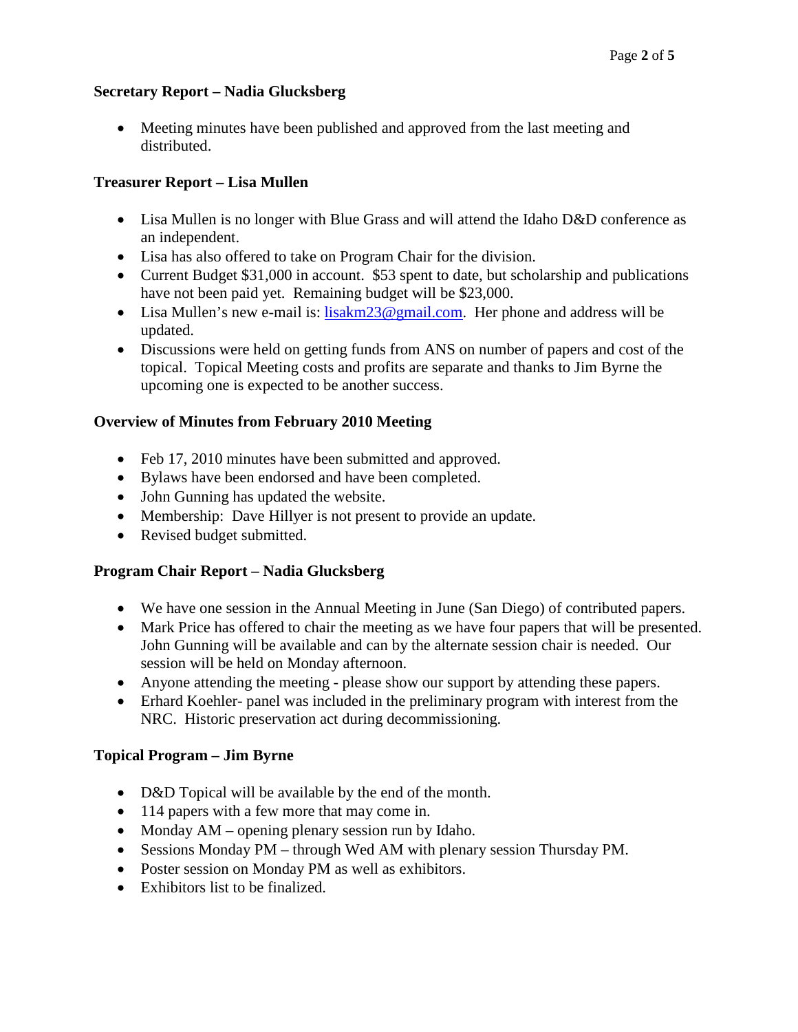**Secretary Report – Nadia Glucksberg**

- Meeting minutes have been published and approved from the last meeting and distributed.

**Treasurer Report – Lisa Mullen**

- Lisa Mullen is no longer with Blue Grass and will attend the Idaho D&D conference as an independent.
- Lisa has also offered to take on Program Chair for the division.
- Current Budget $31,000 in account. $53 spent to date, but scholarship and publications have not been paid yet. Remaining budget will be $23,000.
- Lisa Mullen's new e-mail is: [lisakm23@gmail.com](mailto:lisakm23@gmail.com). Her phone and address will be updated.
- Discussions were held on getting funds from ANS on number of papers and cost of the topical. Topical Meeting costs and profits are separate and thanks to Jim Byrne the upcoming one is expected to be another success.

**Overview of Minutes from February 2010 Meeting**

- Feb 17, 2010 minutes have been submitted and approved.
- Bylaws have been endorsed and have been completed.
- John Gunning has updated the website.
- Membership: Dave Hillyer is not present to provide an update.
- Revised budget submitted.

**Program Chair Report – Nadia Glucksberg**

- We have one session in the Annual Meeting in June (San Diego) of contributed papers.
- Mark Price has offered to chair the meeting as we have four papers that will be presented. John Gunning will be available and can by the alternate session chair is needed. Our session will be held on Monday afternoon.
- Anyone attending the meeting - please show our support by attending these papers.
- Erhard Koehler- panel was included in the preliminary program with interest from the NRC. Historic preservation act during decommissioning.

**Topical Program – Jim Byrne**

- D&D Topical will be available by the end of the month.
- 114 papers with a few more that may come in.
- Monday AM – opening plenary session run by Idaho.
- Sessions Monday PM – through Wed AM with plenary session Thursday PM.
- Poster session on Monday PM as well as exhibitors.
- Exhibitors list to be finalized.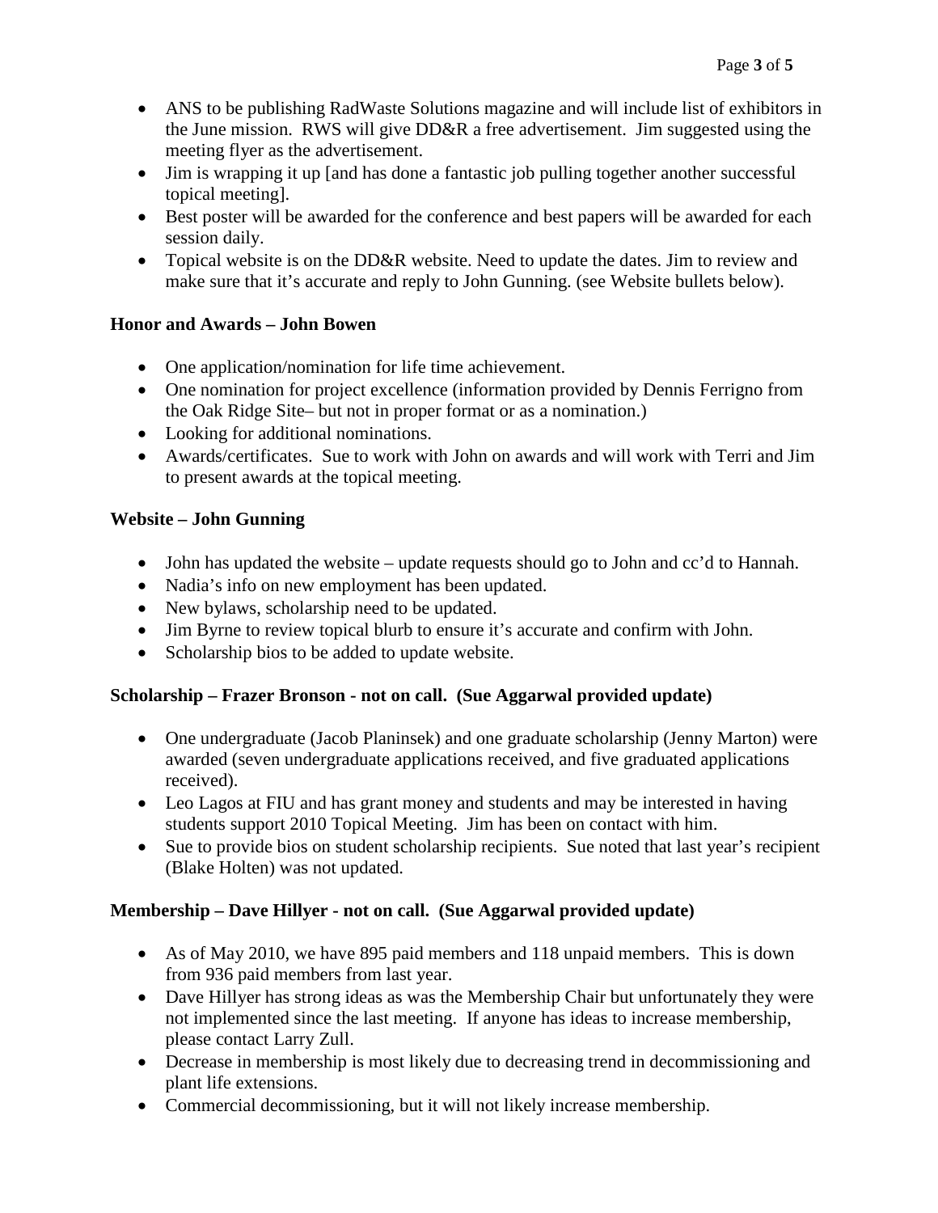- ANS to be publishing RadWaste Solutions magazine and will include list of exhibitors in the June mission. RWS will give DD&R a free advertisement. Jim suggested using the meeting flyer as the advertisement.
- Jim is wrapping it up [and has done a fantastic job pulling together another successful topical meeting].
- Best poster will be awarded for the conference and best papers will be awarded for each session daily.
- Topical website is on the DD&R website. Need to update the dates. Jim to review and make sure that it's accurate and reply to John Gunning. (see Website bullets below).

**Honor and Awards – John Bowen**

- One application/nomination for life time achievement.
- One nomination for project excellence (information provided by Dennis Ferrigno from the Oak Ridge Site– but not in proper format or as a nomination.)
- Looking for additional nominations.
- Awards/certificates. Sue to work with John on awards and will work with Terri and Jim to present awards at the topical meeting.

**Website – John Gunning**

- John has updated the website – update requests should go to John and cc'd to Hannah.
- Nadia's info on new employment has been updated.
- New bylaws, scholarship need to be updated.
- Jim Byrne to review topical blurb to ensure it's accurate and confirm with John.
- Scholarship bios to be added to update website.

**Scholarship – Frazer Bronson - not on call. (Sue Aggarwal provided update)**

- One undergraduate (Jacob Planinsek) and one graduate scholarship (Jenny Marton) were awarded (seven undergraduate applications received, and five graduated applications received).
- Leo Lagos at FIU and has grant money and students and may be interested in having students support 2010 Topical Meeting. Jim has been on contact with him.
- Sue to provide bios on student scholarship recipients. Sue noted that last year's recipient (Blake Holten) was not updated.

**Membership – Dave Hillyer - not on call. (Sue Aggarwal provided update)**

- As of May 2010, we have 895 paid members and 118 unpaid members. This is down from 936 paid members from last year.
- Dave Hillyer has strong ideas as was the Membership Chair but unfortunately they were not implemented since the last meeting. If anyone has ideas to increase membership, please contact Larry Zull.
- Decrease in membership is most likely due to decreasing trend in decommissioning and plant life extensions.
- Commercial decommissioning, but it will not likely increase membership.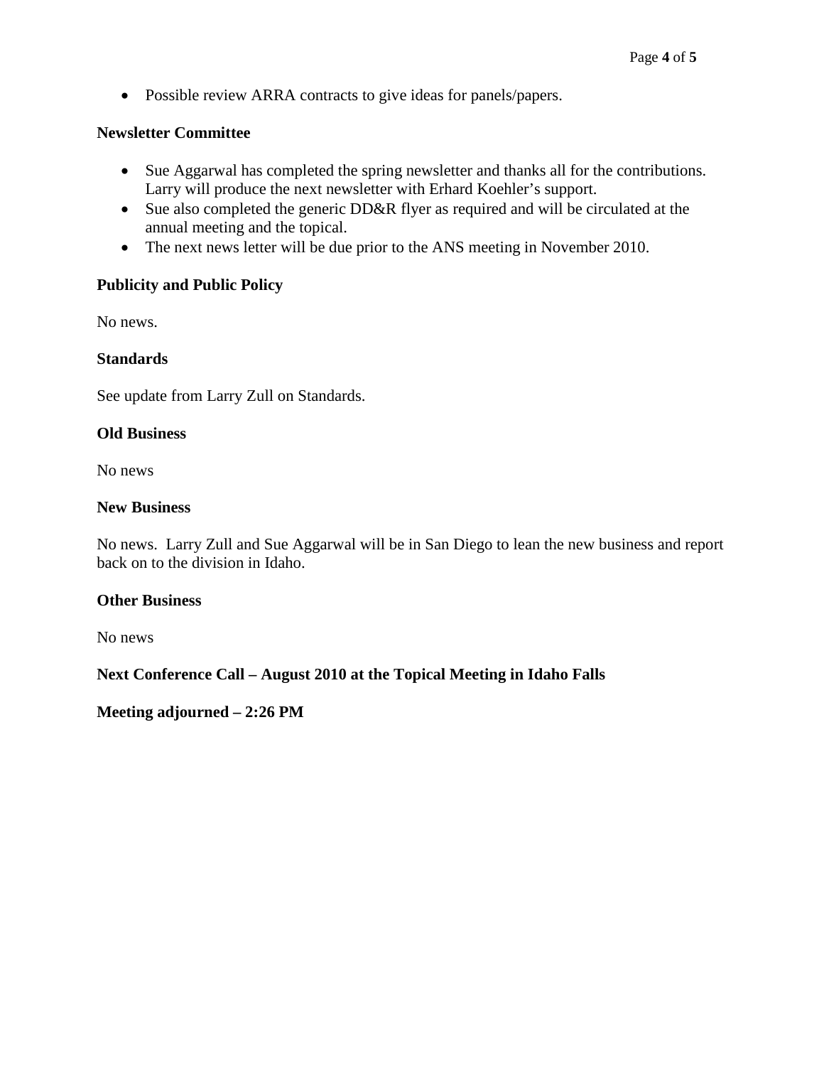- Possible review ARRA contracts to give ideas for panels/papers.

**Newsletter Committee**

- Sue Aggarwal has completed the spring newsletter and thanks all for the contributions. Larry will produce the next newsletter with Erhard Koehler's support.
- Sue also completed the generic DD&R flyer as required and will be circulated at the annual meeting and the topical.
- The next news letter will be due prior to the ANS meeting in November 2010.

**Publicity and Public Policy**

No news.

**Standards**

See update from Larry Zull on Standards.

**Old Business**

No news

**New Business**

No news. Larry Zull and Sue Aggarwal will be in San Diego to lean the new business and report back on to the division in Idaho.

**Other Business**

No news

**Next Conference Call – August 2010 at the Topical Meeting in Idaho Falls**

**Meeting adjourned – 2:26 PM**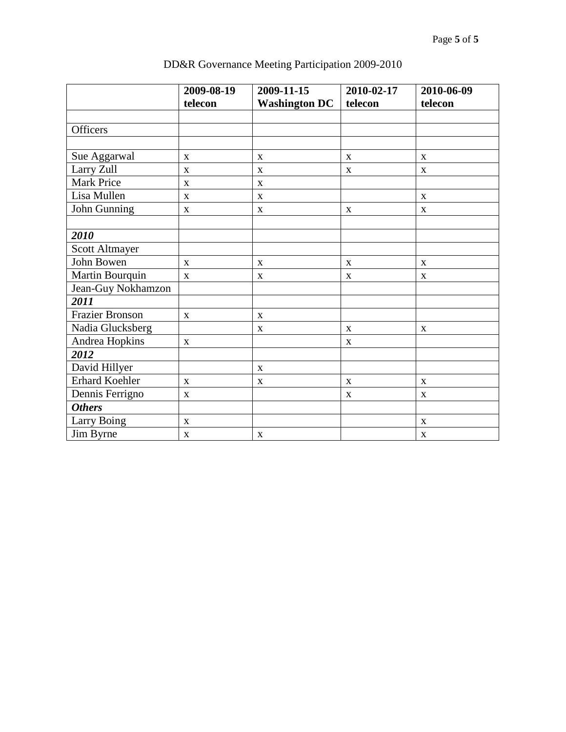DD&R Governance Meeting Participation 2009-2010

| | **2009-08-19 telecon** | **2009-11-15 Washington DC** | **2010-02-17 telecon** | **2010-06-09 telecon** |
|---|---|---|---|---|
| | | | | |
| Officers | | | | |
| | | | | |
| Sue Aggarwal | x | x | x | x |
| Larry Zull | x | x | x | x |
| Mark Price | x | x | | |
| Lisa Mullen | x | x | | x |
| John Gunning | x | x | x | x |
| | | | | |
| ***2010*** | | | | |
| Scott Altmayer | | | | |
| John Bowen | x | x | x | x |
| Martin Bourquin | x | x | x | x |
| Jean-Guy Nokhamzon | | | | |
| ***2011*** | | | | |
| Frazier Bronson | x | x | | |
| Nadia Glucksberg | | x | x | x |
| Andrea Hopkins | x | | x | |
| ***2012*** | | | | |
| David Hillyer | | x | | |
| Erhard Koehler | x | x | x | x |
| Dennis Ferrigno | x | | x | x |
| ***Others*** | | | | |
| Larry Boing | x | | | x |
| Jim Byrne | x | x | | x |